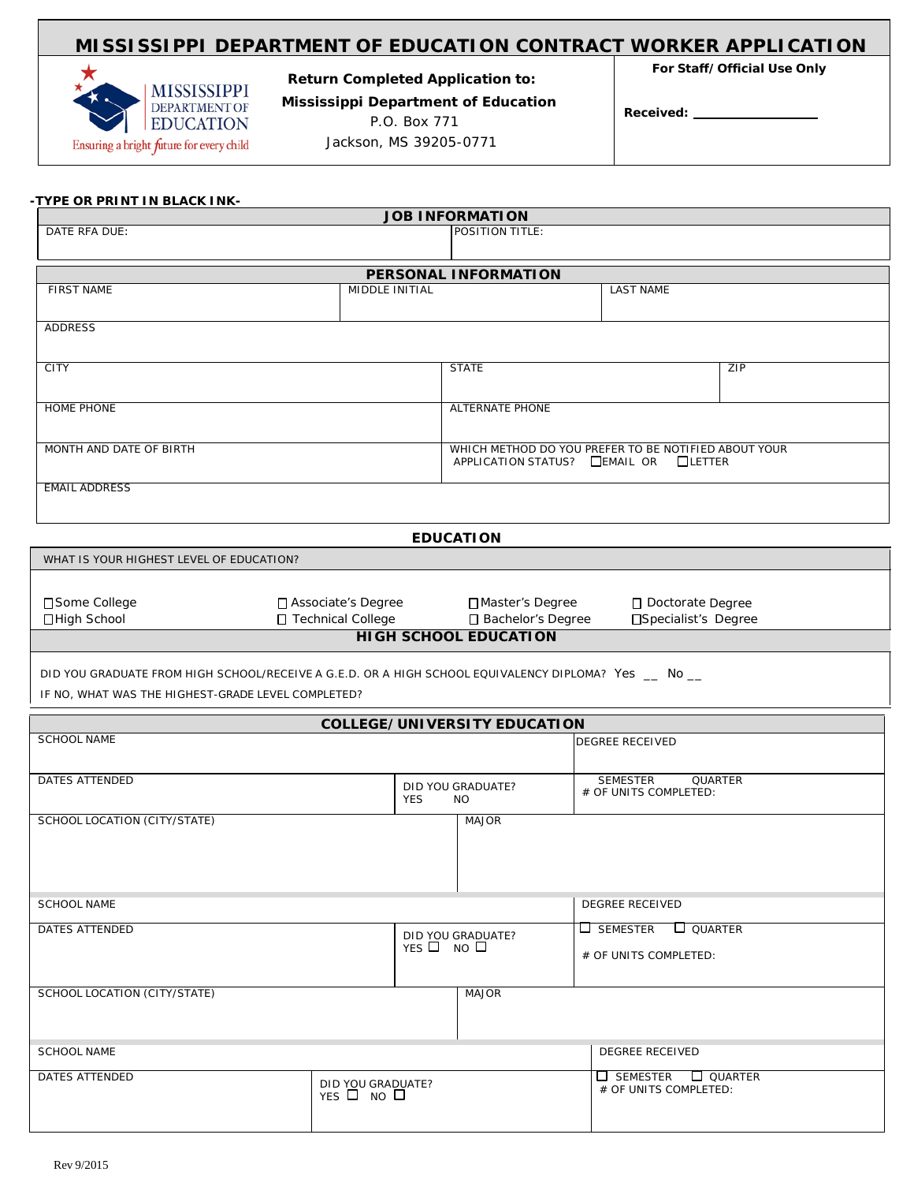# MISSISSIPPI DEPARTMENT OF EDUCATION CONTRACT WORKER APPLICATION

MISSISSIPPI DEPARTMENT OF EDUCATION
Ensuring a bright future for every child

**Return Completed Application to:**
**Mississippi Department of Education**
P.O. Box 771
Jackson, MS 39205-0771

**For Staff/Official Use Only**

**Received:** ________________

**-TYPE OR PRINT IN BLACK INK-**

## JOB INFORMATION

| DATE RFA DUE: | POSITION TITLE: |
|---|---|
| | |

## PERSONAL INFORMATION

| FIRST NAME | MIDDLE INITIAL | LAST NAME |
|---|---|---|
| | | |

| ADDRESS |
|---|
| |

| CITY | STATE | ZIP |
|---|---|---|
| | | |

| HOME PHONE | ALTERNATE PHONE |
|---|---|
| | |

| MONTH AND DATE OF BIRTH | WHICH METHOD DO YOU PREFER TO BE NOTIFIED ABOUT YOUR APPLICATION STATUS? ☐EMAIL OR ☐LETTER |
|---|---|
| | |

| EMAIL ADDRESS |
|---|
| |

## EDUCATION

WHAT IS YOUR HIGHEST LEVEL OF EDUCATION?

| | | | |
|---|---|---|---|
| ☐Some College | ☐ Associate's Degree | ☐Master's Degree | ☐ Doctorate Degree |
| ☐High School | ☐ Technical College | ☐ Bachelor's Degree | ☐Specialist's Degree |

## HIGH SCHOOL EDUCATION

DID YOU GRADUATE FROM HIGH SCHOOL/RECEIVE A G.E.D. OR A HIGH SCHOOL EQUIVALENCY DIPLOMA? Yes __ No __

IF NO, WHAT WAS THE HIGHEST-GRADE LEVEL COMPLETED?

## COLLEGE/UNIVERSITY EDUCATION

| SCHOOL NAME | | DEGREE RECEIVED |
|---|---|---|
| DATES ATTENDED | DID YOU GRADUATE? YES NO | SEMESTER QUARTER # OF UNITS COMPLETED: |
| SCHOOL LOCATION (CITY/STATE) | MAJOR | |

| SCHOOL NAME | | DEGREE RECEIVED |
|---|---|---|
| DATES ATTENDED | DID YOU GRADUATE? YES ☐ NO ☐ | ☐ SEMESTER ☐ QUARTER # OF UNITS COMPLETED: |
| SCHOOL LOCATION (CITY/STATE) | MAJOR | |

| SCHOOL NAME | | DEGREE RECEIVED |
|---|---|---|
| DATES ATTENDED | DID YOU GRADUATE? YES ☐ NO ☐ | ☐ SEMESTER ☐ QUARTER # OF UNITS COMPLETED: |

Rev 9/2015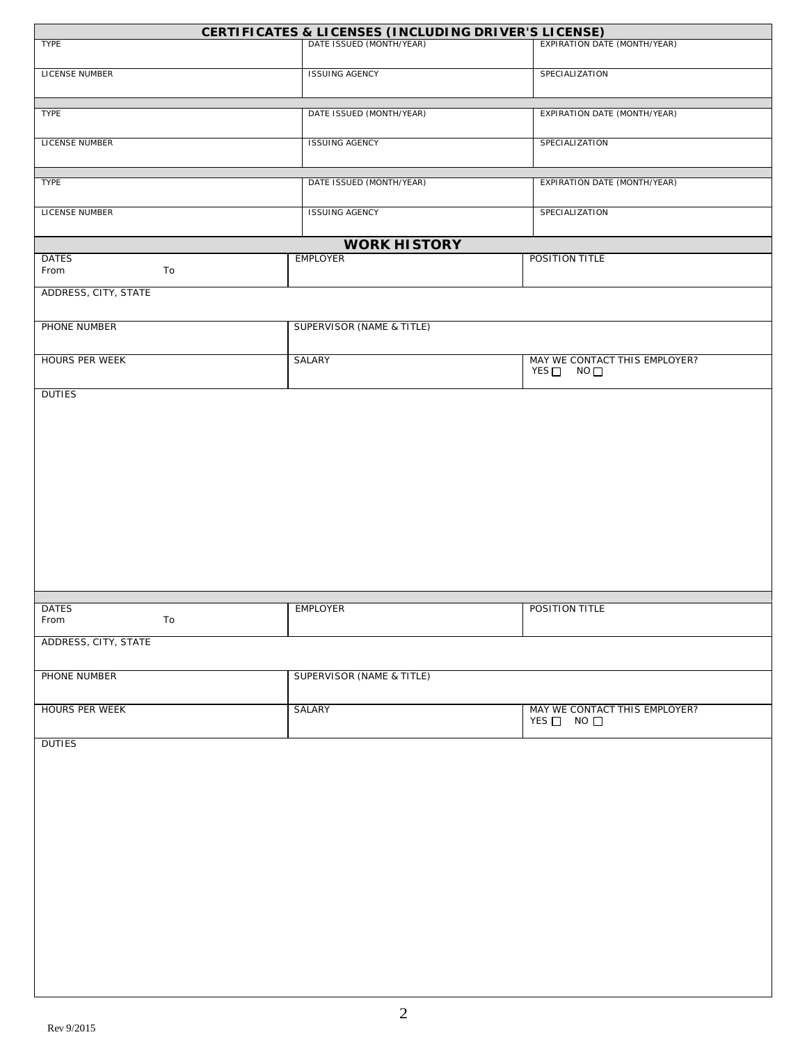## CERTIFICATES & LICENSES (INCLUDING DRIVER'S LICENSE)

| TYPE | DATE ISSUED (MONTH/YEAR) | EXPIRATION DATE (MONTH/YEAR) |
|---|---|---|
| LICENSE NUMBER | ISSUING AGENCY | SPECIALIZATION |

| TYPE | DATE ISSUED (MONTH/YEAR) | EXPIRATION DATE (MONTH/YEAR) |
|---|---|---|
| LICENSE NUMBER | ISSUING AGENCY | SPECIALIZATION |

| TYPE | DATE ISSUED (MONTH/YEAR) | EXPIRATION DATE (MONTH/YEAR) |
|---|---|---|
| LICENSE NUMBER | ISSUING AGENCY | SPECIALIZATION |

## WORK HISTORY

| DATES<br>From To | EMPLOYER | POSITION TITLE |
|---|---|---|
| ADDRESS, CITY, STATE | | |
| PHONE NUMBER | SUPERVISOR (NAME & TITLE) | |
| HOURS PER WEEK | SALARY | MAY WE CONTACT THIS EMPLOYER?<br>YES ☐ NO ☐ |
| DUTIES | | |

| DATES<br>From To | EMPLOYER | POSITION TITLE |
|---|---|---|
| ADDRESS, CITY, STATE | | |
| PHONE NUMBER | SUPERVISOR (NAME & TITLE) | |
| HOURS PER WEEK | SALARY | MAY WE CONTACT THIS EMPLOYER?<br>YES ☐ NO ☐ |
| DUTIES | | |

Rev 9/2015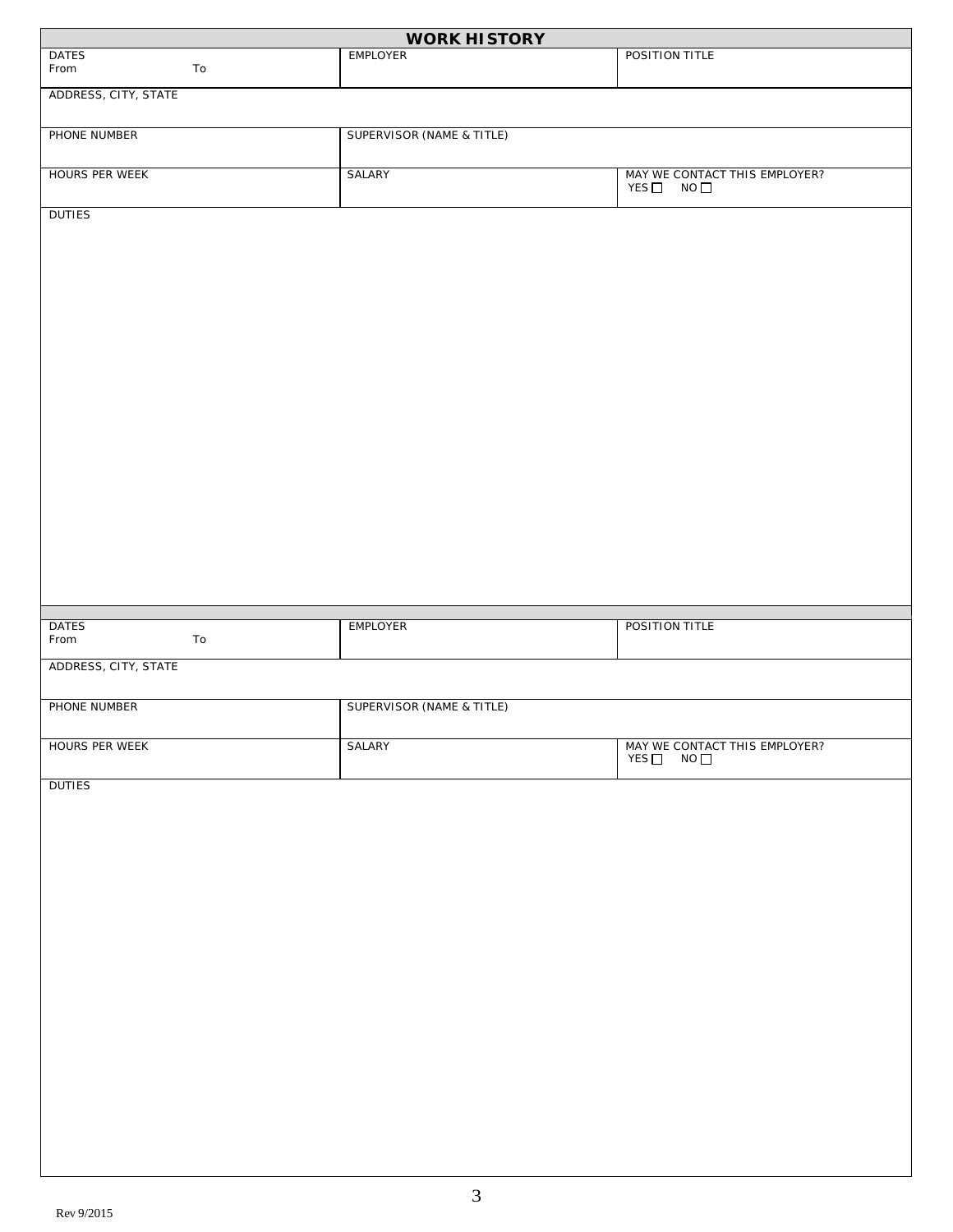## WORK HISTORY

| DATES<br>From To | EMPLOYER | POSITION TITLE |
|---|---|---|
| ADDRESS, CITY, STATE | | |
| PHONE NUMBER | SUPERVISOR (NAME & TITLE) | |
| HOURS PER WEEK | SALARY | MAY WE CONTACT THIS EMPLOYER?<br>YES ☐ NO ☐ |
| DUTIES | | |

| DATES<br>From To | EMPLOYER | POSITION TITLE |
|---|---|---|
| ADDRESS, CITY, STATE | | |
| PHONE NUMBER | SUPERVISOR (NAME & TITLE) | |
| HOURS PER WEEK | SALARY | MAY WE CONTACT THIS EMPLOYER?<br>YES ☐ NO ☐ |
| DUTIES | | |

Rev 9/2015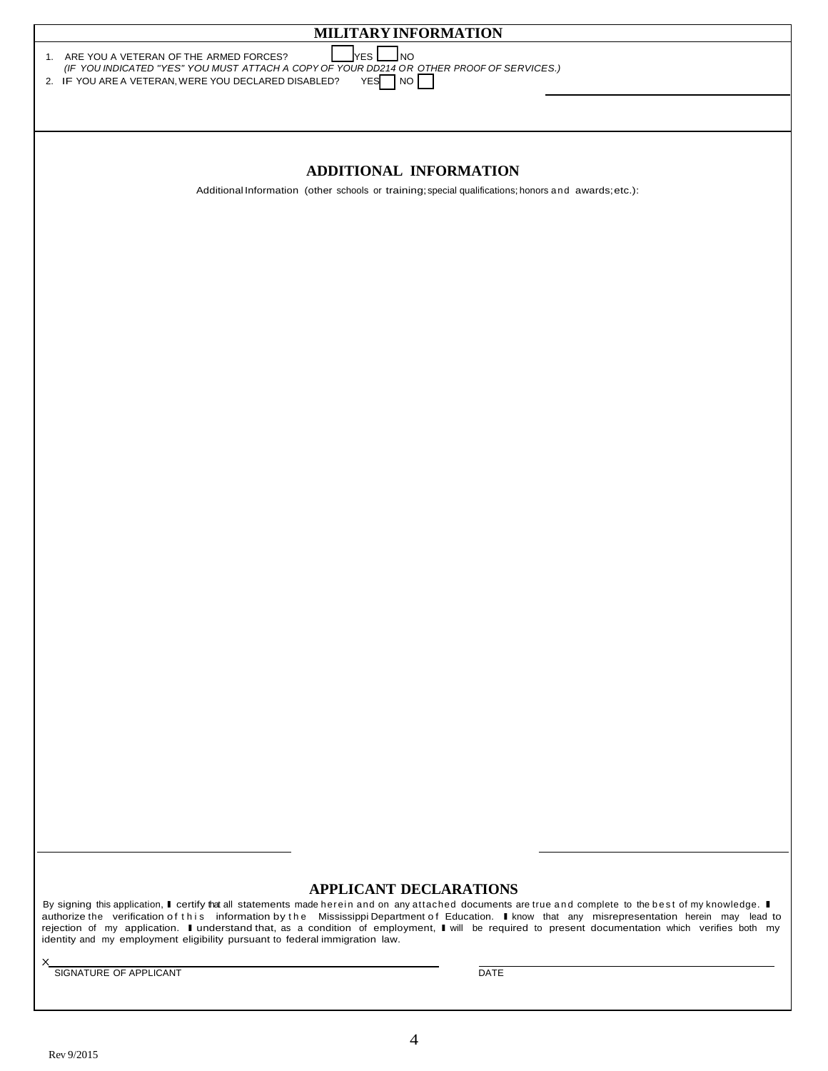## MILITARY INFORMATION

1. ARE YOU A VETERAN OF THE ARMED FORCES? ☐ YES ☐ NO
   *(IF YOU INDICATED "YES" YOU MUST ATTACH A COPY OF YOUR DD214 OR OTHER PROOF OF SERVICES.)*
2. IF YOU ARE A VETERAN, WERE YOU DECLARED DISABLED? YES ☐ NO ☐

## ADDITIONAL INFORMATION

Additional Information (other schools or training; special qualifications; honors and awards; etc.):

## APPLICANT DECLARATIONS

By signing this application, I certify that all statements made herein and on any attached documents are true and complete to the best of my knowledge. I authorize the verification of this information by the Mississippi Department of Education. I know that any misrepresentation herein may lead to rejection of my application. I understand that, as a condition of employment, I will be required to present documentation which verifies both my identity and my employment eligibility pursuant to federal immigration law.

X\_\_\_\_\_\_\_\_\_\_\_\_\_\_\_\_\_\_\_\_\_\_\_\_\_\_\_\_\_\_ \_\_\_\_\_\_\_\_\_\_\_\_\_\_\_\_\_\_\_\_

SIGNATURE OF APPLICANT DATE

Rev 9/2015